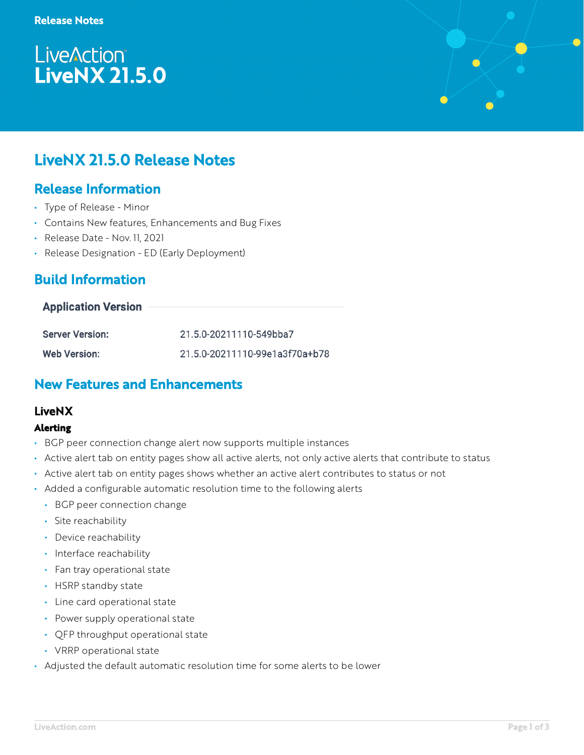Release Notes

LiveAction
# LiveNX 21.5.0

## LiveNX 21.5.0 Release Notes

## Release Information

- Type of Release - Minor
- Contains New features, Enhancements and Bug Fixes
- Release Date - Nov. 11, 2021
- Release Designation - ED (Early Deployment)

## Build Information

### Application Version

| | |
|---|---|
| **Server Version:** | 21.5.0-20211110-549bba7 |
| **Web Version:** | 21.5.0-20211110-99e1a3f70a+b78 |

## New Features and Enhancements

### LiveNX

#### Alerting

- BGP peer connection change alert now supports multiple instances
- Active alert tab on entity pages show all active alerts, not only active alerts that contribute to status
- Active alert tab on entity pages shows whether an active alert contributes to status or not
- Added a configurable automatic resolution time to the following alerts
  - BGP peer connection change
  - Site reachability
  - Device reachability
  - Interface reachability
  - Fan tray operational state
  - HSRP standby state
  - Line card operational state
  - Power supply operational state
  - QFP throughput operational state
  - VRRP operational state
- Adjusted the default automatic resolution time for some alerts to be lower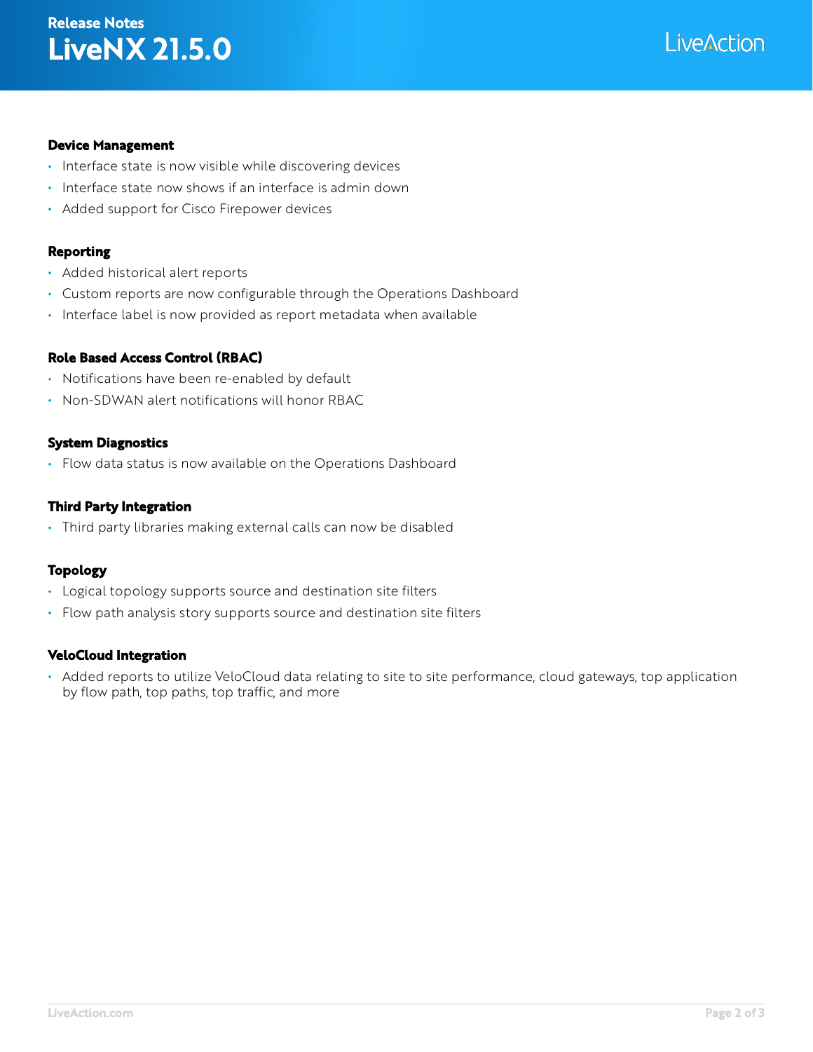### Device Management

- Interface state is now visible while discovering devices
- Interface state now shows if an interface is admin down
- Added support for Cisco Firepower devices

### Reporting

- Added historical alert reports
- Custom reports are now configurable through the Operations Dashboard
- Interface label is now provided as report metadata when available

### Role Based Access Control (RBAC)

- Notifications have been re-enabled by default
- Non-SDWAN alert notifications will honor RBAC

### System Diagnostics

- Flow data status is now available on the Operations Dashboard

### Third Party Integration

- Third party libraries making external calls can now be disabled

### Topology

- Logical topology supports source and destination site filters
- Flow path analysis story supports source and destination site filters

### VeloCloud Integration

- Added reports to utilize VeloCloud data relating to site to site performance, cloud gateways, top application by flow path, top paths, top traffic, and more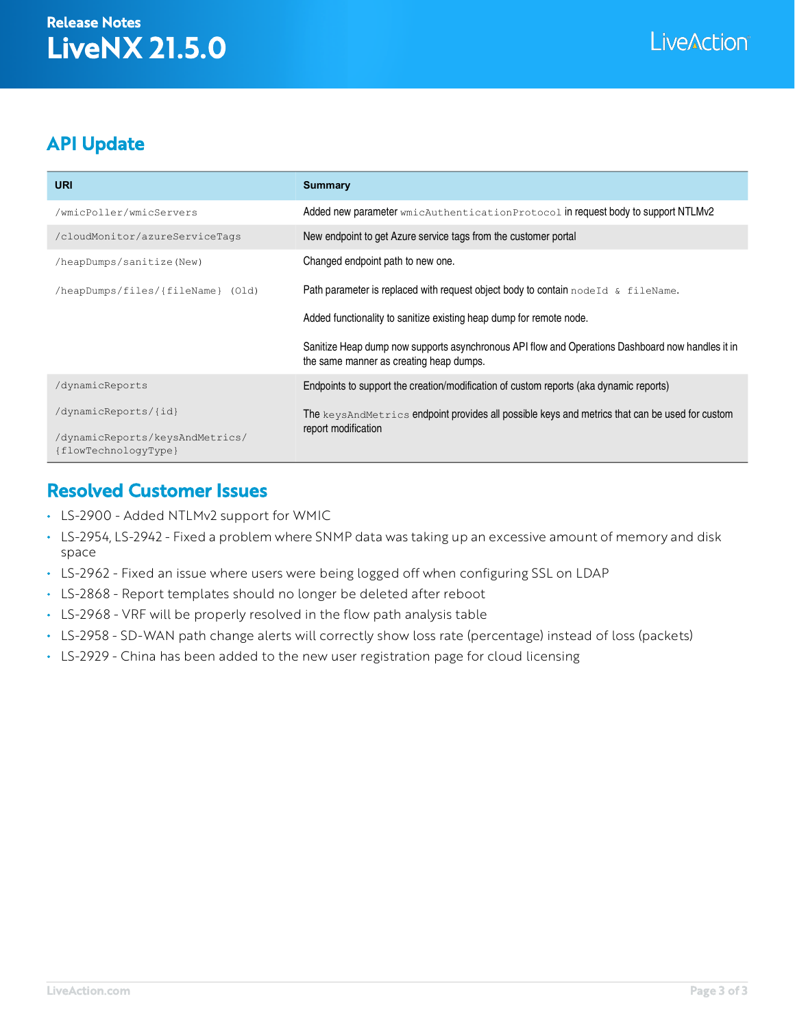## API Update

| URI | Summary |
|---|---|
| /wmicPoller/wmicServers | Added new parameter wmicAuthenticationProtocol in request body to support NTLMv2 |
| /cloudMonitor/azureServiceTags | New endpoint to get Azure service tags from the customer portal |
| /heapDumps/sanitize(New)<br><br>/heapDumps/files/{fileName} (Old) | Changed endpoint path to new one.<br><br>Path parameter is replaced with request object body to contain nodeId & fileName.<br><br>Added functionality to sanitize existing heap dump for remote node.<br><br>Sanitize Heap dump now supports asynchronous API flow and Operations Dashboard now handles it in the same manner as creating heap dumps. |
| /dynamicReports<br><br>/dynamicReports/{id}<br><br>/dynamicReports/keysAndMetrics/{flowTechnologyType} | Endpoints to support the creation/modification of custom reports (aka dynamic reports)<br><br>The keysAndMetrics endpoint provides all possible keys and metrics that can be used for custom report modification |

## Resolved Customer Issues

- LS-2900 - Added NTLMv2 support for WMIC
- LS-2954, LS-2942 - Fixed a problem where SNMP data was taking up an excessive amount of memory and disk space
- LS-2962 - Fixed an issue where users were being logged off when configuring SSL on LDAP
- LS-2868 - Report templates should no longer be deleted after reboot
- LS-2968 - VRF will be properly resolved in the flow path analysis table
- LS-2958 - SD-WAN path change alerts will correctly show loss rate (percentage) instead of loss (packets)
- LS-2929 - China has been added to the new user registration page for cloud licensing